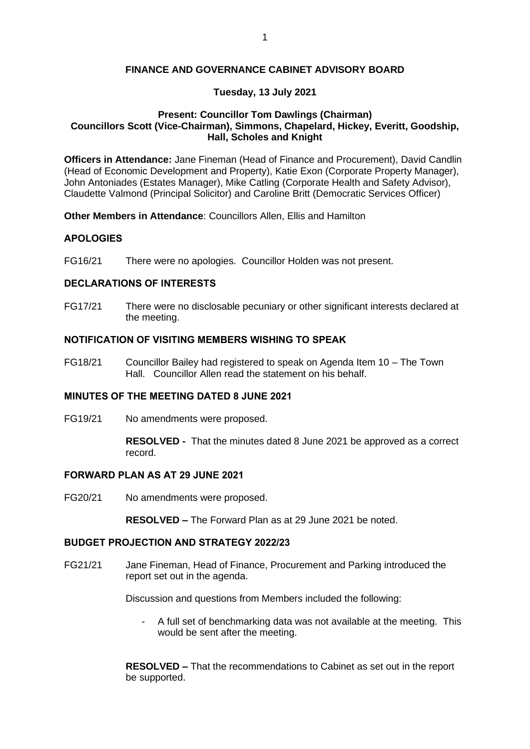# FINANCE AND GOVERNANCE CABINET ADVISORY BOARD

**Tuesday, 13 July 2021**

**Present: Councillor Tom Dawlings (Chairman)**
**Councillors Scott (Vice-Chairman), Simmons, Chapelard, Hickey, Everitt, Goodship, Hall, Scholes and Knight**

**Officers in Attendance:** Jane Fineman (Head of Finance and Procurement), David Candlin (Head of Economic Development and Property), Katie Exon (Corporate Property Manager), John Antoniades (Estates Manager), Mike Catling (Corporate Health and Safety Advisor), Claudette Valmond (Principal Solicitor) and Caroline Britt (Democratic Services Officer)

**Other Members in Attendance**: Councillors Allen, Ellis and Hamilton

## APOLOGIES

FG16/21 There were no apologies. Councillor Holden was not present.

## DECLARATIONS OF INTERESTS

FG17/21 There were no disclosable pecuniary or other significant interests declared at the meeting.

## NOTIFICATION OF VISITING MEMBERS WISHING TO SPEAK

FG18/21 Councillor Bailey had registered to speak on Agenda Item 10 – The Town Hall. Councillor Allen read the statement on his behalf.

## MINUTES OF THE MEETING DATED 8 JUNE 2021

FG19/21 No amendments were proposed.

**RESOLVED -** That the minutes dated 8 June 2021 be approved as a correct record.

## FORWARD PLAN AS AT 29 JUNE 2021

FG20/21 No amendments were proposed.

**RESOLVED –** The Forward Plan as at 29 June 2021 be noted.

## BUDGET PROJECTION AND STRATEGY 2022/23

FG21/21 Jane Fineman, Head of Finance, Procurement and Parking introduced the report set out in the agenda.

Discussion and questions from Members included the following:

- A full set of benchmarking data was not available at the meeting. This would be sent after the meeting.

**RESOLVED –** That the recommendations to Cabinet as set out in the report be supported.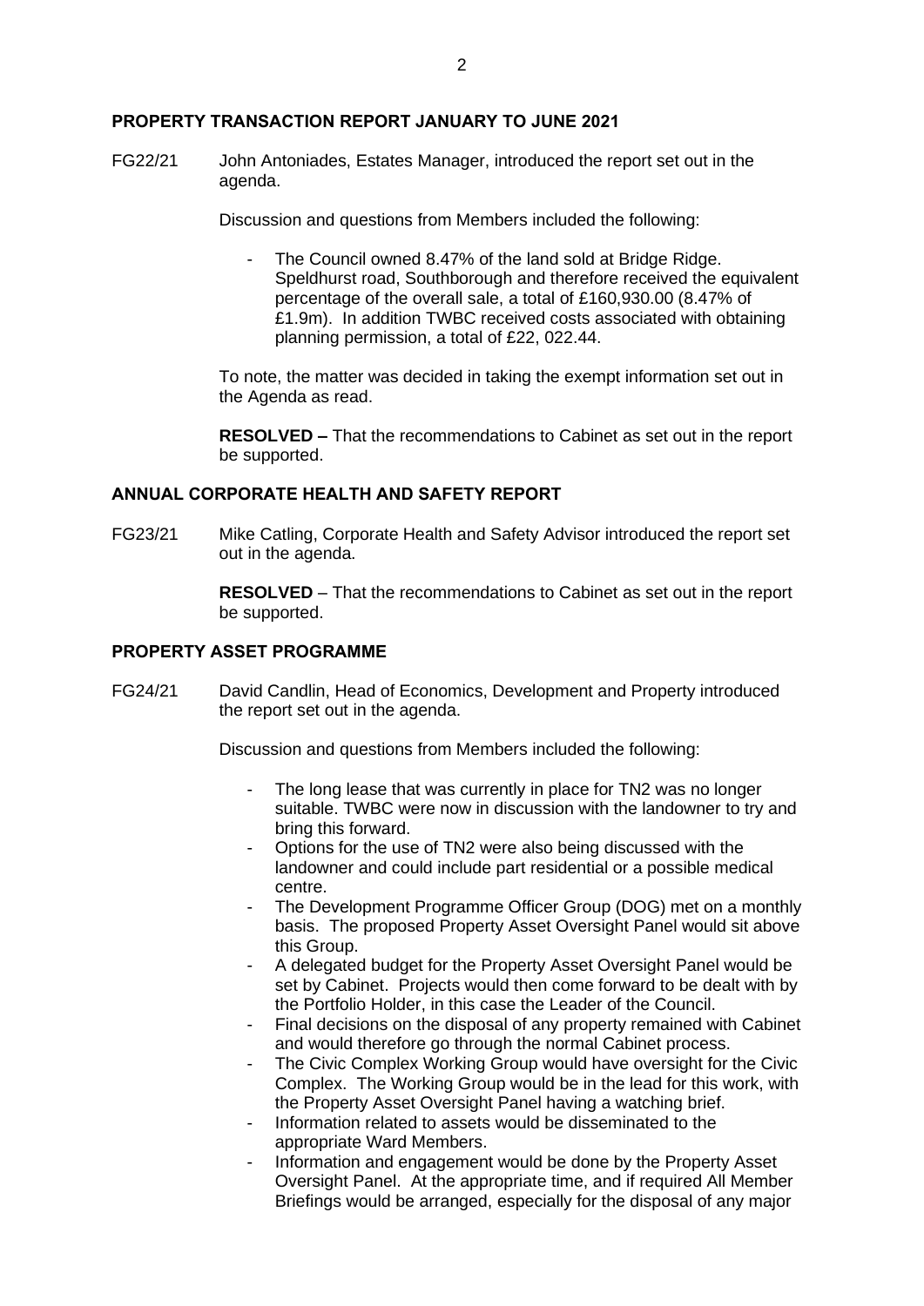## PROPERTY TRANSACTION REPORT JANUARY TO JUNE 2021

FG22/21 John Antoniades, Estates Manager, introduced the report set out in the agenda.

Discussion and questions from Members included the following:

- The Council owned 8.47% of the land sold at Bridge Ridge. Speldhurst road, Southborough and therefore received the equivalent percentage of the overall sale, a total of £160,930.00 (8.47% of £1.9m). In addition TWBC received costs associated with obtaining planning permission, a total of £22, 022.44.

To note, the matter was decided in taking the exempt information set out in the Agenda as read.

**RESOLVED –** That the recommendations to Cabinet as set out in the report be supported.

## ANNUAL CORPORATE HEALTH AND SAFETY REPORT

FG23/21 Mike Catling, Corporate Health and Safety Advisor introduced the report set out in the agenda.

**RESOLVED** – That the recommendations to Cabinet as set out in the report be supported.

## PROPERTY ASSET PROGRAMME

FG24/21 David Candlin, Head of Economics, Development and Property introduced the report set out in the agenda.

Discussion and questions from Members included the following:

- The long lease that was currently in place for TN2 was no longer suitable. TWBC were now in discussion with the landowner to try and bring this forward.
- Options for the use of TN2 were also being discussed with the landowner and could include part residential or a possible medical centre.
- The Development Programme Officer Group (DOG) met on a monthly basis. The proposed Property Asset Oversight Panel would sit above this Group.
- A delegated budget for the Property Asset Oversight Panel would be set by Cabinet. Projects would then come forward to be dealt with by the Portfolio Holder, in this case the Leader of the Council.
- Final decisions on the disposal of any property remained with Cabinet and would therefore go through the normal Cabinet process.
- The Civic Complex Working Group would have oversight for the Civic Complex. The Working Group would be in the lead for this work, with the Property Asset Oversight Panel having a watching brief.
- Information related to assets would be disseminated to the appropriate Ward Members.
- Information and engagement would be done by the Property Asset Oversight Panel. At the appropriate time, and if required All Member Briefings would be arranged, especially for the disposal of any major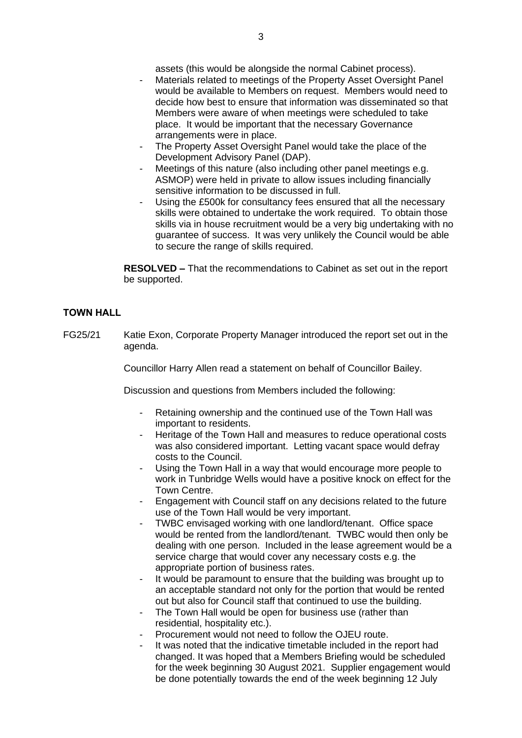assets (this would be alongside the normal Cabinet process).

- Materials related to meetings of the Property Asset Oversight Panel would be available to Members on request. Members would need to decide how best to ensure that information was disseminated so that Members were aware of when meetings were scheduled to take place. It would be important that the necessary Governance arrangements were in place.
- The Property Asset Oversight Panel would take the place of the Development Advisory Panel (DAP).
- Meetings of this nature (also including other panel meetings e.g. ASMOP) were held in private to allow issues including financially sensitive information to be discussed in full.
- Using the £500k for consultancy fees ensured that all the necessary skills were obtained to undertake the work required. To obtain those skills via in house recruitment would be a very big undertaking with no guarantee of success. It was very unlikely the Council would be able to secure the range of skills required.

**RESOLVED –** That the recommendations to Cabinet as set out in the report be supported.

**TOWN HALL**

FG25/21 Katie Exon, Corporate Property Manager introduced the report set out in the agenda.

Councillor Harry Allen read a statement on behalf of Councillor Bailey.

Discussion and questions from Members included the following:

- Retaining ownership and the continued use of the Town Hall was important to residents.
- Heritage of the Town Hall and measures to reduce operational costs was also considered important. Letting vacant space would defray costs to the Council.
- Using the Town Hall in a way that would encourage more people to work in Tunbridge Wells would have a positive knock on effect for the Town Centre.
- Engagement with Council staff on any decisions related to the future use of the Town Hall would be very important.
- TWBC envisaged working with one landlord/tenant. Office space would be rented from the landlord/tenant. TWBC would then only be dealing with one person. Included in the lease agreement would be a service charge that would cover any necessary costs e.g. the appropriate portion of business rates.
- It would be paramount to ensure that the building was brought up to an acceptable standard not only for the portion that would be rented out but also for Council staff that continued to use the building.
- The Town Hall would be open for business use (rather than residential, hospitality etc.).
- Procurement would not need to follow the OJEU route.
- It was noted that the indicative timetable included in the report had changed. It was hoped that a Members Briefing would be scheduled for the week beginning 30 August 2021. Supplier engagement would be done potentially towards the end of the week beginning 12 July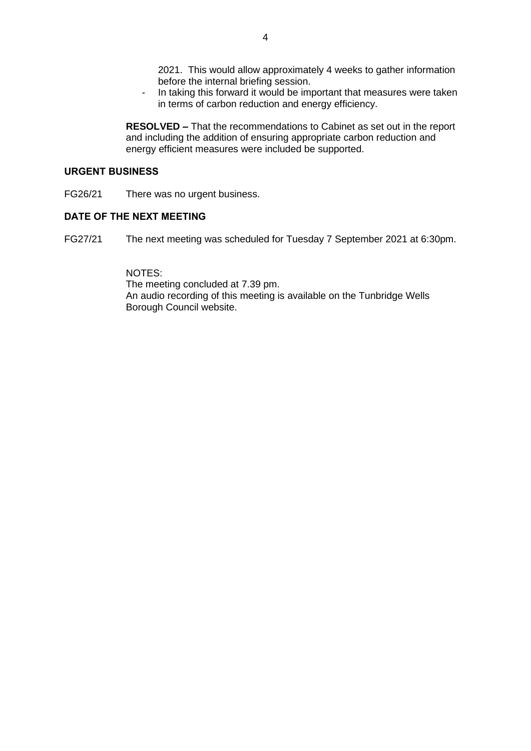2021. This would allow approximately 4 weeks to gather information before the internal briefing session.

- In taking this forward it would be important that measures were taken in terms of carbon reduction and energy efficiency.

**RESOLVED –** That the recommendations to Cabinet as set out in the report and including the addition of ensuring appropriate carbon reduction and energy efficient measures were included be supported.

### URGENT BUSINESS

FG26/21 There was no urgent business.

### DATE OF THE NEXT MEETING

FG27/21 The next meeting was scheduled for Tuesday 7 September 2021 at 6:30pm.

NOTES:
The meeting concluded at 7.39 pm.
An audio recording of this meeting is available on the Tunbridge Wells Borough Council website.